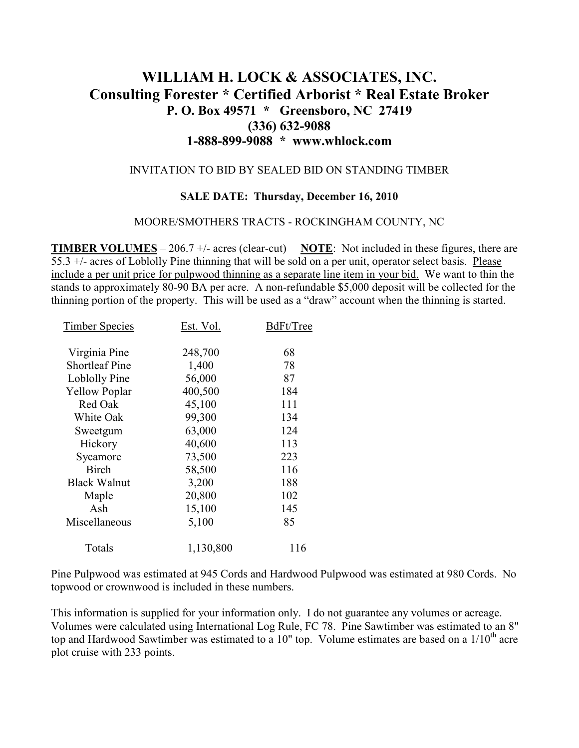# WILLIAM H. LOCK & ASSOCIATES, INC.

## Consulting Forester * Certified Arborist * Real Estate Broker

**P. O. Box 49571 * Greensboro, NC 27419**

**(336) 632-9088**

**1-888-899-9088 * www.whlock.com**

INVITATION TO BID BY SEALED BID ON STANDING TIMBER

**SALE DATE: Thursday, December 16, 2010**

MOORE/SMOTHERS TRACTS - ROCKINGHAM COUNTY, NC

**TIMBER VOLUMES** – 206.7 +/- acres (clear-cut) **NOTE**: Not included in these figures, there are 55.3 +/- acres of Loblolly Pine thinning that will be sold on a per unit, operator select basis. Please include a per unit price for pulpwood thinning as a separate line item in your bid. We want to thin the stands to approximately 80-90 BA per acre. A non-refundable $5,000 deposit will be collected for the thinning portion of the property. This will be used as a "draw" account when the thinning is started.

| Timber Species | Est. Vol. | BdFt/Tree |
|---|---|---|
| Virginia Pine | 248,700 | 68 |
| Shortleaf Pine | 1,400 | 78 |
| Loblolly Pine | 56,000 | 87 |
| Yellow Poplar | 400,500 | 184 |
| Red Oak | 45,100 | 111 |
| White Oak | 99,300 | 134 |
| Sweetgum | 63,000 | 124 |
| Hickory | 40,600 | 113 |
| Sycamore | 73,500 | 223 |
| Birch | 58,500 | 116 |
| Black Walnut | 3,200 | 188 |
| Maple | 20,800 | 102 |
| Ash | 15,100 | 145 |
| Miscellaneous | 5,100 | 85 |
| Totals | 1,130,800 | 116 |

Pine Pulpwood was estimated at 945 Cords and Hardwood Pulpwood was estimated at 980 Cords. No topwood or crownwood is included in these numbers.

This information is supplied for your information only. I do not guarantee any volumes or acreage. Volumes were calculated using International Log Rule, FC 78. Pine Sawtimber was estimated to an 8" top and Hardwood Sawtimber was estimated to a 10" top. Volume estimates are based on a 1/10th acre plot cruise with 233 points.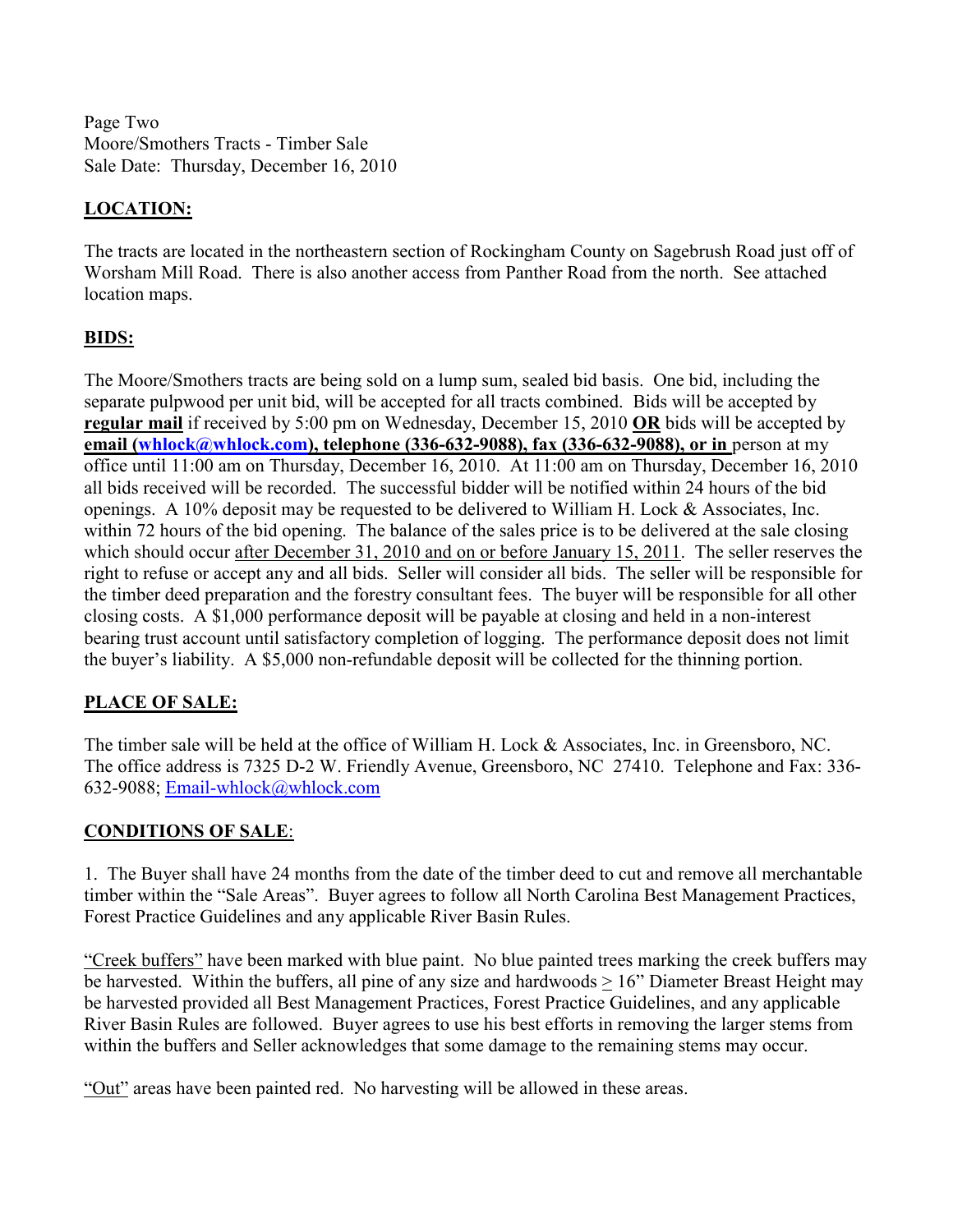Page Two
Moore/Smothers Tracts - Timber Sale
Sale Date: Thursday, December 16, 2010

## LOCATION:

The tracts are located in the northeastern section of Rockingham County on Sagebrush Road just off of Worsham Mill Road. There is also another access from Panther Road from the north. See attached location maps.

## BIDS:

The Moore/Smothers tracts are being sold on a lump sum, sealed bid basis. One bid, including the separate pulpwood per unit bid, will be accepted for all tracts combined. Bids will be accepted by **regular mail** if received by 5:00 pm on Wednesday, December 15, 2010 **OR** bids will be accepted by **email (whlock@whlock.com), telephone (336-632-9088), fax (336-632-9088), or in** person at my office until 11:00 am on Thursday, December 16, 2010. At 11:00 am on Thursday, December 16, 2010 all bids received will be recorded. The successful bidder will be notified within 24 hours of the bid openings. A 10% deposit may be requested to be delivered to William H. Lock & Associates, Inc. within 72 hours of the bid opening. The balance of the sales price is to be delivered at the sale closing which should occur after December 31, 2010 and on or before January 15, 2011. The seller reserves the right to refuse or accept any and all bids. Seller will consider all bids. The seller will be responsible for the timber deed preparation and the forestry consultant fees. The buyer will be responsible for all other closing costs. A $1,000 performance deposit will be payable at closing and held in a non-interest bearing trust account until satisfactory completion of logging. The performance deposit does not limit the buyer's liability. A $5,000 non-refundable deposit will be collected for the thinning portion.

## PLACE OF SALE:

The timber sale will be held at the office of William H. Lock & Associates, Inc. in Greensboro, NC. The office address is 7325 D-2 W. Friendly Avenue, Greensboro, NC 27410. Telephone and Fax: 336-632-9088; Email-whlock@whlock.com

## CONDITIONS OF SALE:

1. The Buyer shall have 24 months from the date of the timber deed to cut and remove all merchantable timber within the "Sale Areas". Buyer agrees to follow all North Carolina Best Management Practices, Forest Practice Guidelines and any applicable River Basin Rules.

"Creek buffers" have been marked with blue paint. No blue painted trees marking the creek buffers may be harvested. Within the buffers, all pine of any size and hardwoods ≥ 16" Diameter Breast Height may be harvested provided all Best Management Practices, Forest Practice Guidelines, and any applicable River Basin Rules are followed. Buyer agrees to use his best efforts in removing the larger stems from within the buffers and Seller acknowledges that some damage to the remaining stems may occur.

"Out" areas have been painted red. No harvesting will be allowed in these areas.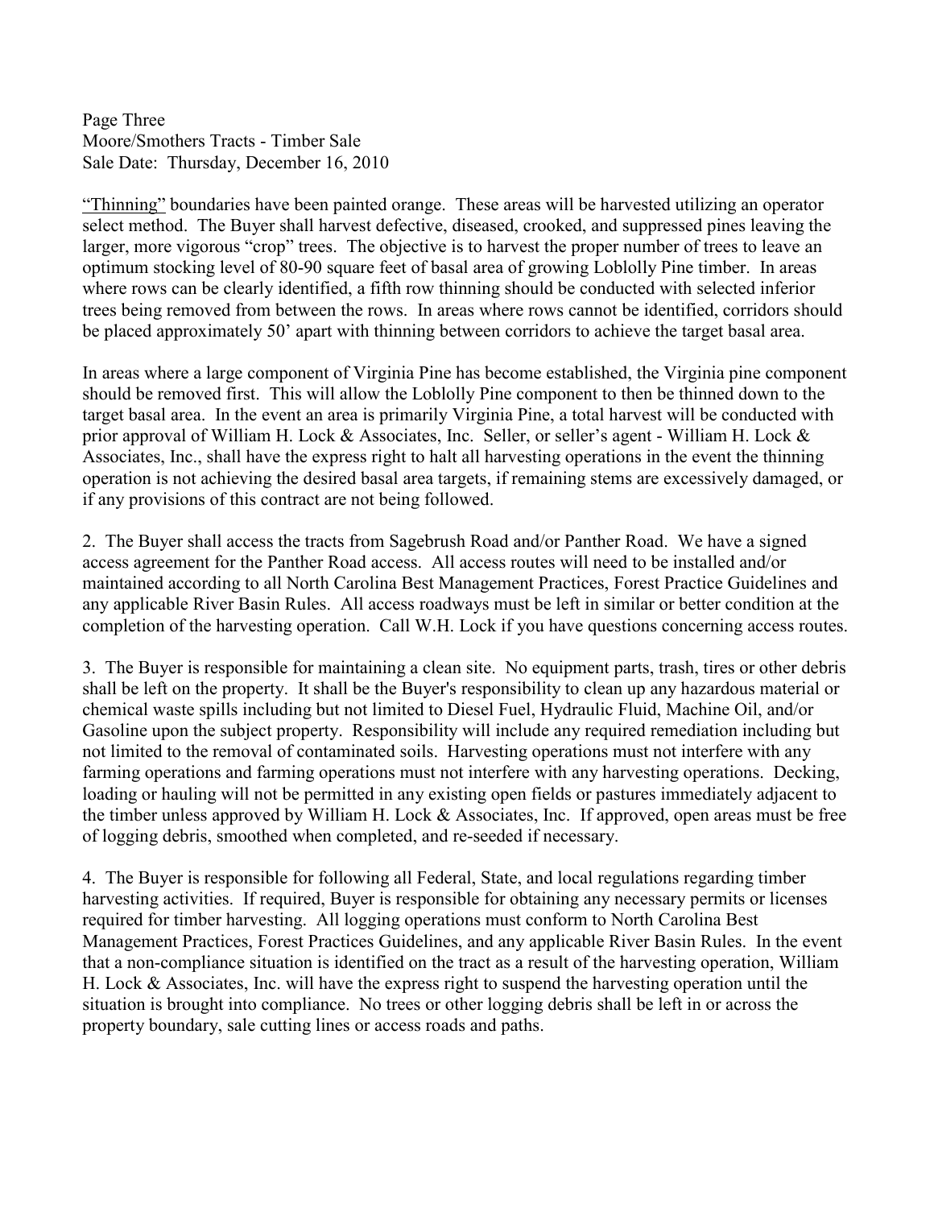"Thinning" boundaries have been painted orange. These areas will be harvested utilizing an operator select method. The Buyer shall harvest defective, diseased, crooked, and suppressed pines leaving the larger, more vigorous "crop" trees. The objective is to harvest the proper number of trees to leave an optimum stocking level of 80-90 square feet of basal area of growing Loblolly Pine timber. In areas where rows can be clearly identified, a fifth row thinning should be conducted with selected inferior trees being removed from between the rows. In areas where rows cannot be identified, corridors should be placed approximately 50' apart with thinning between corridors to achieve the target basal area.

In areas where a large component of Virginia Pine has become established, the Virginia pine component should be removed first. This will allow the Loblolly Pine component to then be thinned down to the target basal area. In the event an area is primarily Virginia Pine, a total harvest will be conducted with prior approval of William H. Lock & Associates, Inc. Seller, or seller's agent - William H. Lock & Associates, Inc., shall have the express right to halt all harvesting operations in the event the thinning operation is not achieving the desired basal area targets, if remaining stems are excessively damaged, or if any provisions of this contract are not being followed.

2. The Buyer shall access the tracts from Sagebrush Road and/or Panther Road. We have a signed access agreement for the Panther Road access. All access routes will need to be installed and/or maintained according to all North Carolina Best Management Practices, Forest Practice Guidelines and any applicable River Basin Rules. All access roadways must be left in similar or better condition at the completion of the harvesting operation. Call W.H. Lock if you have questions concerning access routes.

3. The Buyer is responsible for maintaining a clean site. No equipment parts, trash, tires or other debris shall be left on the property. It shall be the Buyer's responsibility to clean up any hazardous material or chemical waste spills including but not limited to Diesel Fuel, Hydraulic Fluid, Machine Oil, and/or Gasoline upon the subject property. Responsibility will include any required remediation including but not limited to the removal of contaminated soils. Harvesting operations must not interfere with any farming operations and farming operations must not interfere with any harvesting operations. Decking, loading or hauling will not be permitted in any existing open fields or pastures immediately adjacent to the timber unless approved by William H. Lock & Associates, Inc. If approved, open areas must be free of logging debris, smoothed when completed, and re-seeded if necessary.

4. The Buyer is responsible for following all Federal, State, and local regulations regarding timber harvesting activities. If required, Buyer is responsible for obtaining any necessary permits or licenses required for timber harvesting. All logging operations must conform to North Carolina Best Management Practices, Forest Practices Guidelines, and any applicable River Basin Rules. In the event that a non-compliance situation is identified on the tract as a result of the harvesting operation, William H. Lock & Associates, Inc. will have the express right to suspend the harvesting operation until the situation is brought into compliance. No trees or other logging debris shall be left in or across the property boundary, sale cutting lines or access roads and paths.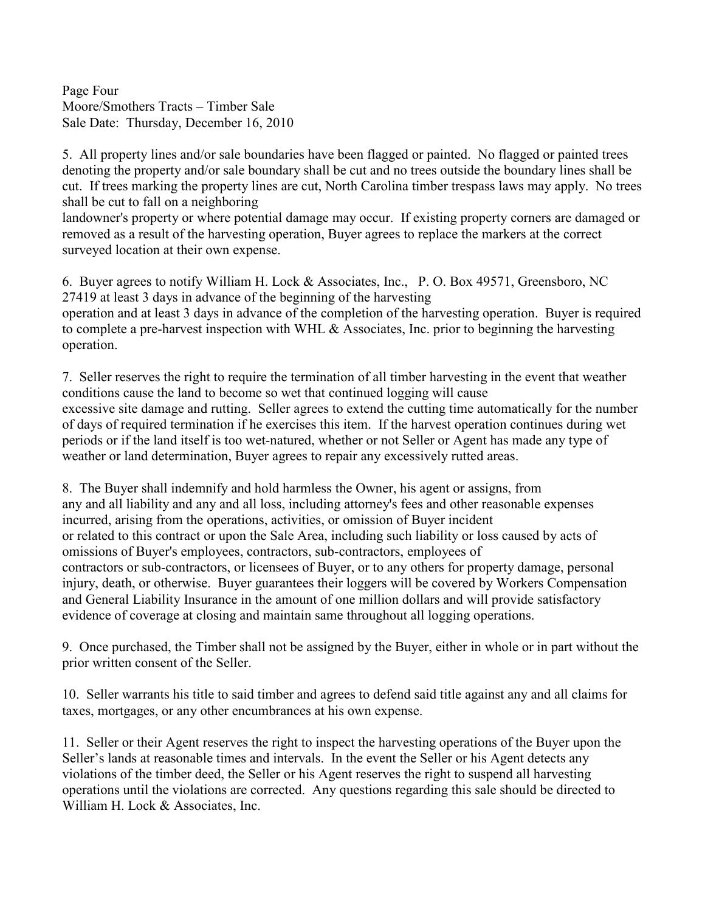5. All property lines and/or sale boundaries have been flagged or painted. No flagged or painted trees denoting the property and/or sale boundary shall be cut and no trees outside the boundary lines shall be cut. If trees marking the property lines are cut, North Carolina timber trespass laws may apply. No trees shall be cut to fall on a neighboring landowner's property or where potential damage may occur. If existing property corners are damaged or removed as a result of the harvesting operation, Buyer agrees to replace the markers at the correct surveyed location at their own expense.

6. Buyer agrees to notify William H. Lock & Associates, Inc., P. O. Box 49571, Greensboro, NC 27419 at least 3 days in advance of the beginning of the harvesting operation and at least 3 days in advance of the completion of the harvesting operation. Buyer is required to complete a pre-harvest inspection with WHL & Associates, Inc. prior to beginning the harvesting operation.

7. Seller reserves the right to require the termination of all timber harvesting in the event that weather conditions cause the land to become so wet that continued logging will cause excessive site damage and rutting. Seller agrees to extend the cutting time automatically for the number of days of required termination if he exercises this item. If the harvest operation continues during wet periods or if the land itself is too wet-natured, whether or not Seller or Agent has made any type of weather or land determination, Buyer agrees to repair any excessively rutted areas.

8. The Buyer shall indemnify and hold harmless the Owner, his agent or assigns, from any and all liability and any and all loss, including attorney's fees and other reasonable expenses incurred, arising from the operations, activities, or omission of Buyer incident or related to this contract or upon the Sale Area, including such liability or loss caused by acts of omissions of Buyer's employees, contractors, sub-contractors, employees of contractors or sub-contractors, or licensees of Buyer, or to any others for property damage, personal injury, death, or otherwise. Buyer guarantees their loggers will be covered by Workers Compensation and General Liability Insurance in the amount of one million dollars and will provide satisfactory evidence of coverage at closing and maintain same throughout all logging operations.

9. Once purchased, the Timber shall not be assigned by the Buyer, either in whole or in part without the prior written consent of the Seller.

10. Seller warrants his title to said timber and agrees to defend said title against any and all claims for taxes, mortgages, or any other encumbrances at his own expense.

11. Seller or their Agent reserves the right to inspect the harvesting operations of the Buyer upon the Seller's lands at reasonable times and intervals. In the event the Seller or his Agent detects any violations of the timber deed, the Seller or his Agent reserves the right to suspend all harvesting operations until the violations are corrected. Any questions regarding this sale should be directed to William H. Lock & Associates, Inc.